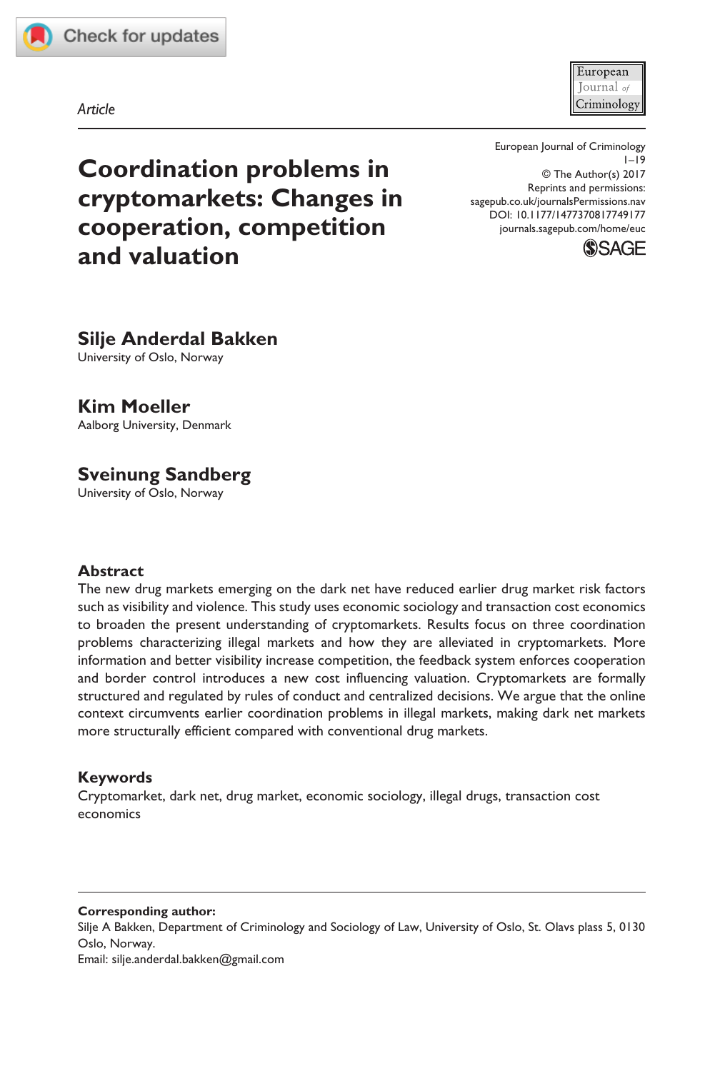*Article*

# Coordination problems in cryptomarkets: Changes in cooperation, competition and valuation

European Journal of Criminology
© The Author(s) 2017
Reprints and permissions: sagepub.co.uk/journalsPermissions.nav
DOI: 10.1177/1477370817749177
journals.sagepub.com/home/euc

**Silje Anderdal Bakken**
University of Oslo, Norway

**Kim Moeller**
Aalborg University, Denmark

**Sveinung Sandberg**
University of Oslo, Norway

## Abstract

The new drug markets emerging on the dark net have reduced earlier drug market risk factors such as visibility and violence. This study uses economic sociology and transaction cost economics to broaden the present understanding of cryptomarkets. Results focus on three coordination problems characterizing illegal markets and how they are alleviated in cryptomarkets. More information and better visibility increase competition, the feedback system enforces cooperation and border control introduces a new cost influencing valuation. Cryptomarkets are formally structured and regulated by rules of conduct and centralized decisions. We argue that the online context circumvents earlier coordination problems in illegal markets, making dark net markets more structurally efficient compared with conventional drug markets.

## Keywords

Cryptomarket, dark net, drug market, economic sociology, illegal drugs, transaction cost economics

**Corresponding author:**
Silje A Bakken, Department of Criminology and Sociology of Law, University of Oslo, St. Olavs plass 5, 0130 Oslo, Norway.
Email: silje.anderdal.bakken@gmail.com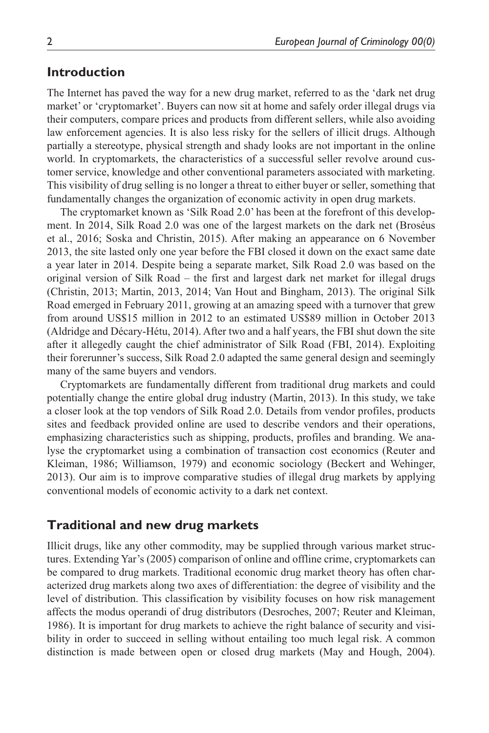## Introduction

The Internet has paved the way for a new drug market, referred to as the 'dark net drug market' or 'cryptomarket'. Buyers can now sit at home and safely order illegal drugs via their computers, compare prices and products from different sellers, while also avoiding law enforcement agencies. It is also less risky for the sellers of illicit drugs. Although partially a stereotype, physical strength and shady looks are not important in the online world. In cryptomarkets, the characteristics of a successful seller revolve around customer service, knowledge and other conventional parameters associated with marketing. This visibility of drug selling is no longer a threat to either buyer or seller, something that fundamentally changes the organization of economic activity in open drug markets.

The cryptomarket known as 'Silk Road 2.0' has been at the forefront of this development. In 2014, Silk Road 2.0 was one of the largest markets on the dark net (Broséus et al., 2016; Soska and Christin, 2015). After making an appearance on 6 November 2013, the site lasted only one year before the FBI closed it down on the exact same date a year later in 2014. Despite being a separate market, Silk Road 2.0 was based on the original version of Silk Road – the first and largest dark net market for illegal drugs (Christin, 2013; Martin, 2013, 2014; Van Hout and Bingham, 2013). The original Silk Road emerged in February 2011, growing at an amazing speed with a turnover that grew from around US$15 million in 2012 to an estimated US$89 million in October 2013 (Aldridge and Décary-Hétu, 2014). After two and a half years, the FBI shut down the site after it allegedly caught the chief administrator of Silk Road (FBI, 2014). Exploiting their forerunner's success, Silk Road 2.0 adapted the same general design and seemingly many of the same buyers and vendors.

Cryptomarkets are fundamentally different from traditional drug markets and could potentially change the entire global drug industry (Martin, 2013). In this study, we take a closer look at the top vendors of Silk Road 2.0. Details from vendor profiles, products sites and feedback provided online are used to describe vendors and their operations, emphasizing characteristics such as shipping, products, profiles and branding. We analyse the cryptomarket using a combination of transaction cost economics (Reuter and Kleiman, 1986; Williamson, 1979) and economic sociology (Beckert and Wehinger, 2013). Our aim is to improve comparative studies of illegal drug markets by applying conventional models of economic activity to a dark net context.

## Traditional and new drug markets

Illicit drugs, like any other commodity, may be supplied through various market structures. Extending Yar's (2005) comparison of online and offline crime, cryptomarkets can be compared to drug markets. Traditional economic drug market theory has often characterized drug markets along two axes of differentiation: the degree of visibility and the level of distribution. This classification by visibility focuses on how risk management affects the modus operandi of drug distributors (Desroches, 2007; Reuter and Kleiman, 1986). It is important for drug markets to achieve the right balance of security and visibility in order to succeed in selling without entailing too much legal risk. A common distinction is made between open or closed drug markets (May and Hough, 2004).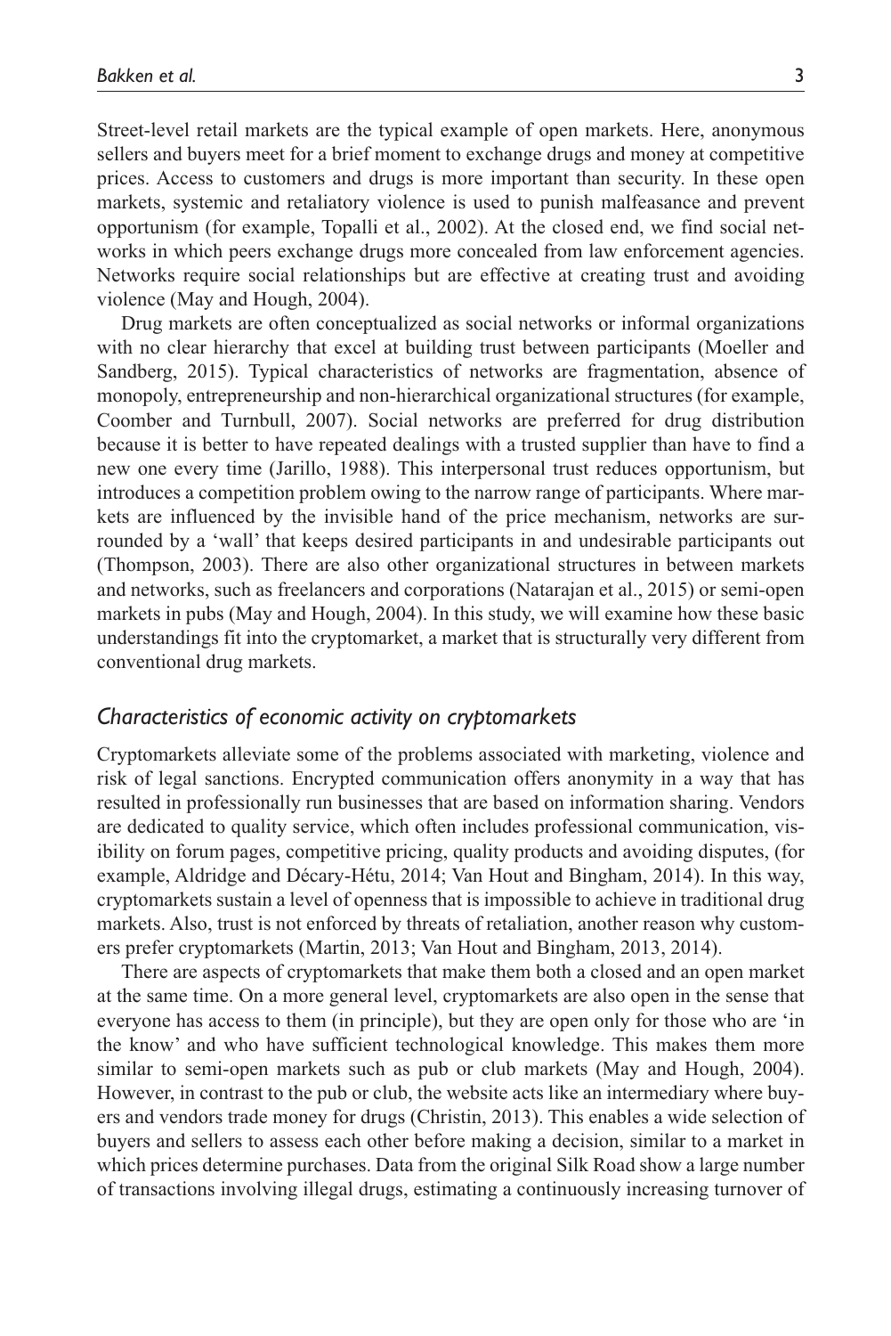Street-level retail markets are the typical example of open markets. Here, anonymous sellers and buyers meet for a brief moment to exchange drugs and money at competitive prices. Access to customers and drugs is more important than security. In these open markets, systemic and retaliatory violence is used to punish malfeasance and prevent opportunism (for example, Topalli et al., 2002). At the closed end, we find social networks in which peers exchange drugs more concealed from law enforcement agencies. Networks require social relationships but are effective at creating trust and avoiding violence (May and Hough, 2004).

Drug markets are often conceptualized as social networks or informal organizations with no clear hierarchy that excel at building trust between participants (Moeller and Sandberg, 2015). Typical characteristics of networks are fragmentation, absence of monopoly, entrepreneurship and non-hierarchical organizational structures (for example, Coomber and Turnbull, 2007). Social networks are preferred for drug distribution because it is better to have repeated dealings with a trusted supplier than have to find a new one every time (Jarillo, 1988). This interpersonal trust reduces opportunism, but introduces a competition problem owing to the narrow range of participants. Where markets are influenced by the invisible hand of the price mechanism, networks are surrounded by a 'wall' that keeps desired participants in and undesirable participants out (Thompson, 2003). There are also other organizational structures in between markets and networks, such as freelancers and corporations (Natarajan et al., 2015) or semi-open markets in pubs (May and Hough, 2004). In this study, we will examine how these basic understandings fit into the cryptomarket, a market that is structurally very different from conventional drug markets.

## *Characteristics of economic activity on cryptomarkets*

Cryptomarkets alleviate some of the problems associated with marketing, violence and risk of legal sanctions. Encrypted communication offers anonymity in a way that has resulted in professionally run businesses that are based on information sharing. Vendors are dedicated to quality service, which often includes professional communication, visibility on forum pages, competitive pricing, quality products and avoiding disputes, (for example, Aldridge and Décary-Hétu, 2014; Van Hout and Bingham, 2014). In this way, cryptomarkets sustain a level of openness that is impossible to achieve in traditional drug markets. Also, trust is not enforced by threats of retaliation, another reason why customers prefer cryptomarkets (Martin, 2013; Van Hout and Bingham, 2013, 2014).

There are aspects of cryptomarkets that make them both a closed and an open market at the same time. On a more general level, cryptomarkets are also open in the sense that everyone has access to them (in principle), but they are open only for those who are 'in the know' and who have sufficient technological knowledge. This makes them more similar to semi-open markets such as pub or club markets (May and Hough, 2004). However, in contrast to the pub or club, the website acts like an intermediary where buyers and vendors trade money for drugs (Christin, 2013). This enables a wide selection of buyers and sellers to assess each other before making a decision, similar to a market in which prices determine purchases. Data from the original Silk Road show a large number of transactions involving illegal drugs, estimating a continuously increasing turnover of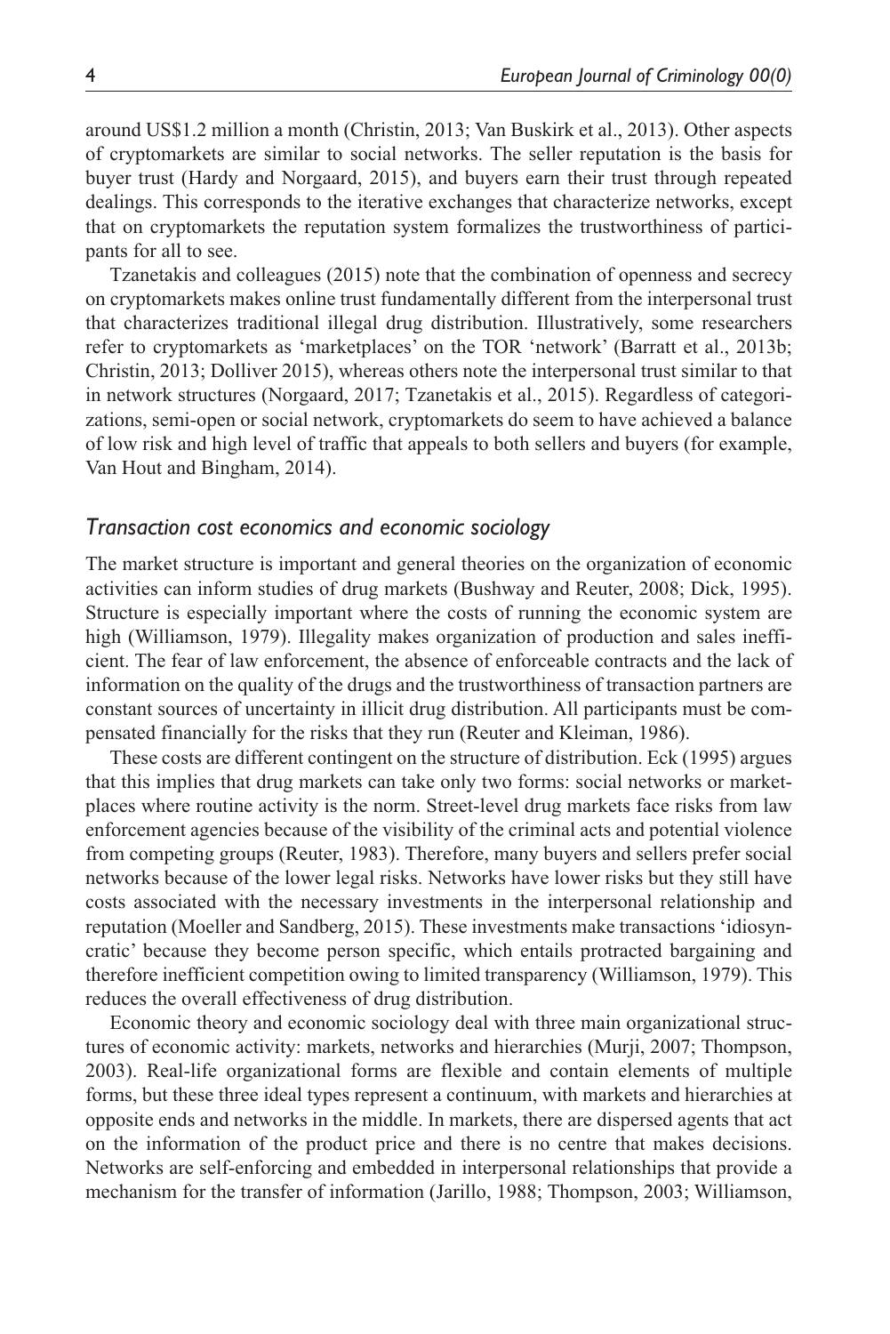around US$1.2 million a month (Christin, 2013; Van Buskirk et al., 2013). Other aspects of cryptomarkets are similar to social networks. The seller reputation is the basis for buyer trust (Hardy and Norgaard, 2015), and buyers earn their trust through repeated dealings. This corresponds to the iterative exchanges that characterize networks, except that on cryptomarkets the reputation system formalizes the trustworthiness of participants for all to see.

Tzanetakis and colleagues (2015) note that the combination of openness and secrecy on cryptomarkets makes online trust fundamentally different from the interpersonal trust that characterizes traditional illegal drug distribution. Illustratively, some researchers refer to cryptomarkets as 'marketplaces' on the TOR 'network' (Barratt et al., 2013b; Christin, 2013; Dolliver 2015), whereas others note the interpersonal trust similar to that in network structures (Norgaard, 2017; Tzanetakis et al., 2015). Regardless of categorizations, semi-open or social network, cryptomarkets do seem to have achieved a balance of low risk and high level of traffic that appeals to both sellers and buyers (for example, Van Hout and Bingham, 2014).

### *Transaction cost economics and economic sociology*

The market structure is important and general theories on the organization of economic activities can inform studies of drug markets (Bushway and Reuter, 2008; Dick, 1995). Structure is especially important where the costs of running the economic system are high (Williamson, 1979). Illegality makes organization of production and sales inefficient. The fear of law enforcement, the absence of enforceable contracts and the lack of information on the quality of the drugs and the trustworthiness of transaction partners are constant sources of uncertainty in illicit drug distribution. All participants must be compensated financially for the risks that they run (Reuter and Kleiman, 1986).

These costs are different contingent on the structure of distribution. Eck (1995) argues that this implies that drug markets can take only two forms: social networks or marketplaces where routine activity is the norm. Street-level drug markets face risks from law enforcement agencies because of the visibility of the criminal acts and potential violence from competing groups (Reuter, 1983). Therefore, many buyers and sellers prefer social networks because of the lower legal risks. Networks have lower risks but they still have costs associated with the necessary investments in the interpersonal relationship and reputation (Moeller and Sandberg, 2015). These investments make transactions 'idiosyncratic' because they become person specific, which entails protracted bargaining and therefore inefficient competition owing to limited transparency (Williamson, 1979). This reduces the overall effectiveness of drug distribution.

Economic theory and economic sociology deal with three main organizational structures of economic activity: markets, networks and hierarchies (Murji, 2007; Thompson, 2003). Real-life organizational forms are flexible and contain elements of multiple forms, but these three ideal types represent a continuum, with markets and hierarchies at opposite ends and networks in the middle. In markets, there are dispersed agents that act on the information of the product price and there is no centre that makes decisions. Networks are self-enforcing and embedded in interpersonal relationships that provide a mechanism for the transfer of information (Jarillo, 1988; Thompson, 2003; Williamson,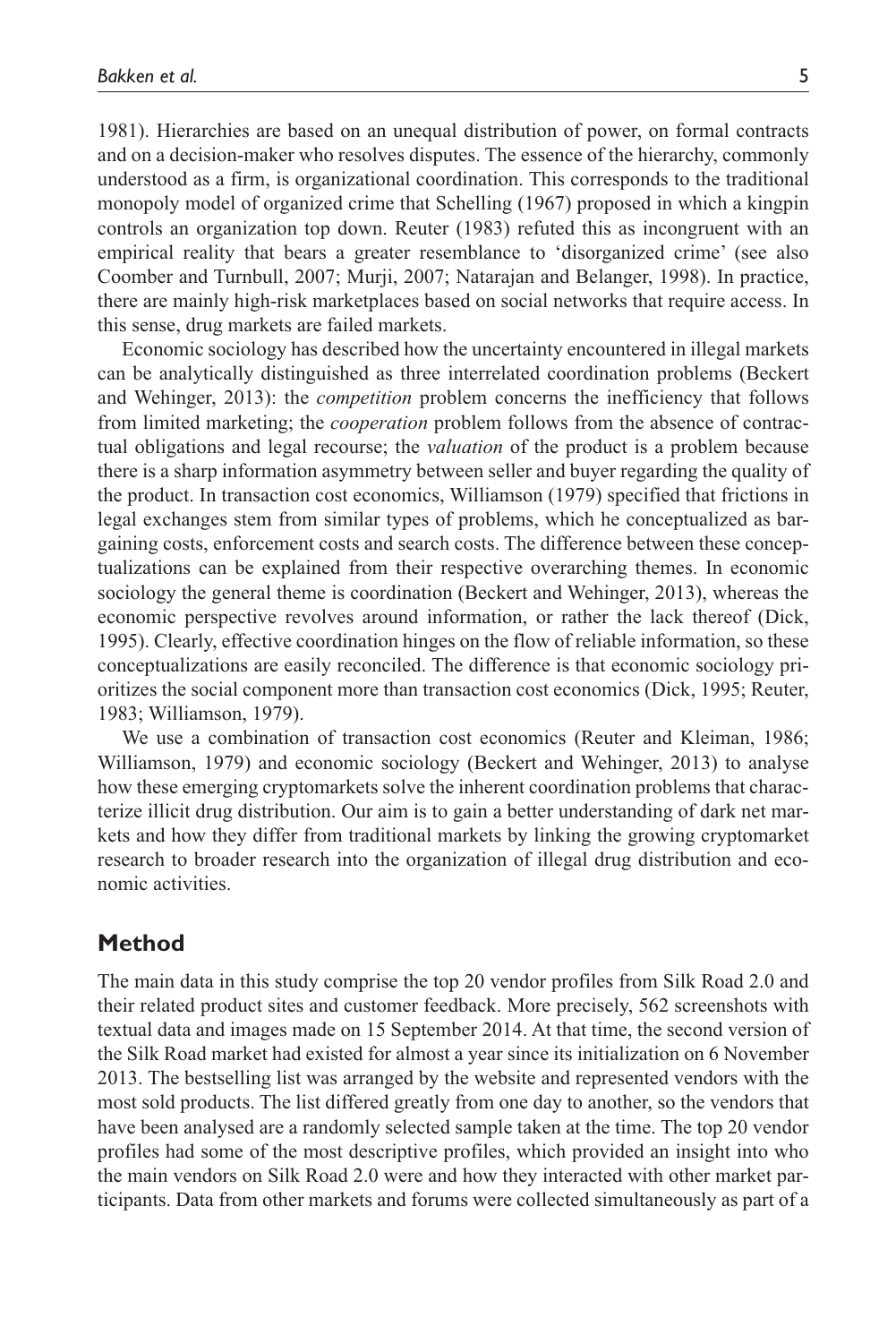1981). Hierarchies are based on an unequal distribution of power, on formal contracts and on a decision-maker who resolves disputes. The essence of the hierarchy, commonly understood as a firm, is organizational coordination. This corresponds to the traditional monopoly model of organized crime that Schelling (1967) proposed in which a kingpin controls an organization top down. Reuter (1983) refuted this as incongruent with an empirical reality that bears a greater resemblance to 'disorganized crime' (see also Coomber and Turnbull, 2007; Murji, 2007; Natarajan and Belanger, 1998). In practice, there are mainly high-risk marketplaces based on social networks that require access. In this sense, drug markets are failed markets.

Economic sociology has described how the uncertainty encountered in illegal markets can be analytically distinguished as three interrelated coordination problems (Beckert and Wehinger, 2013): the *competition* problem concerns the inefficiency that follows from limited marketing; the *cooperation* problem follows from the absence of contractual obligations and legal recourse; the *valuation* of the product is a problem because there is a sharp information asymmetry between seller and buyer regarding the quality of the product. In transaction cost economics, Williamson (1979) specified that frictions in legal exchanges stem from similar types of problems, which he conceptualized as bargaining costs, enforcement costs and search costs. The difference between these conceptualizations can be explained from their respective overarching themes. In economic sociology the general theme is coordination (Beckert and Wehinger, 2013), whereas the economic perspective revolves around information, or rather the lack thereof (Dick, 1995). Clearly, effective coordination hinges on the flow of reliable information, so these conceptualizations are easily reconciled. The difference is that economic sociology prioritizes the social component more than transaction cost economics (Dick, 1995; Reuter, 1983; Williamson, 1979).

We use a combination of transaction cost economics (Reuter and Kleiman, 1986; Williamson, 1979) and economic sociology (Beckert and Wehinger, 2013) to analyse how these emerging cryptomarkets solve the inherent coordination problems that characterize illicit drug distribution. Our aim is to gain a better understanding of dark net markets and how they differ from traditional markets by linking the growing cryptomarket research to broader research into the organization of illegal drug distribution and economic activities.

## Method

The main data in this study comprise the top 20 vendor profiles from Silk Road 2.0 and their related product sites and customer feedback. More precisely, 562 screenshots with textual data and images made on 15 September 2014. At that time, the second version of the Silk Road market had existed for almost a year since its initialization on 6 November 2013. The bestselling list was arranged by the website and represented vendors with the most sold products. The list differed greatly from one day to another, so the vendors that have been analysed are a randomly selected sample taken at the time. The top 20 vendor profiles had some of the most descriptive profiles, which provided an insight into who the main vendors on Silk Road 2.0 were and how they interacted with other market participants. Data from other markets and forums were collected simultaneously as part of a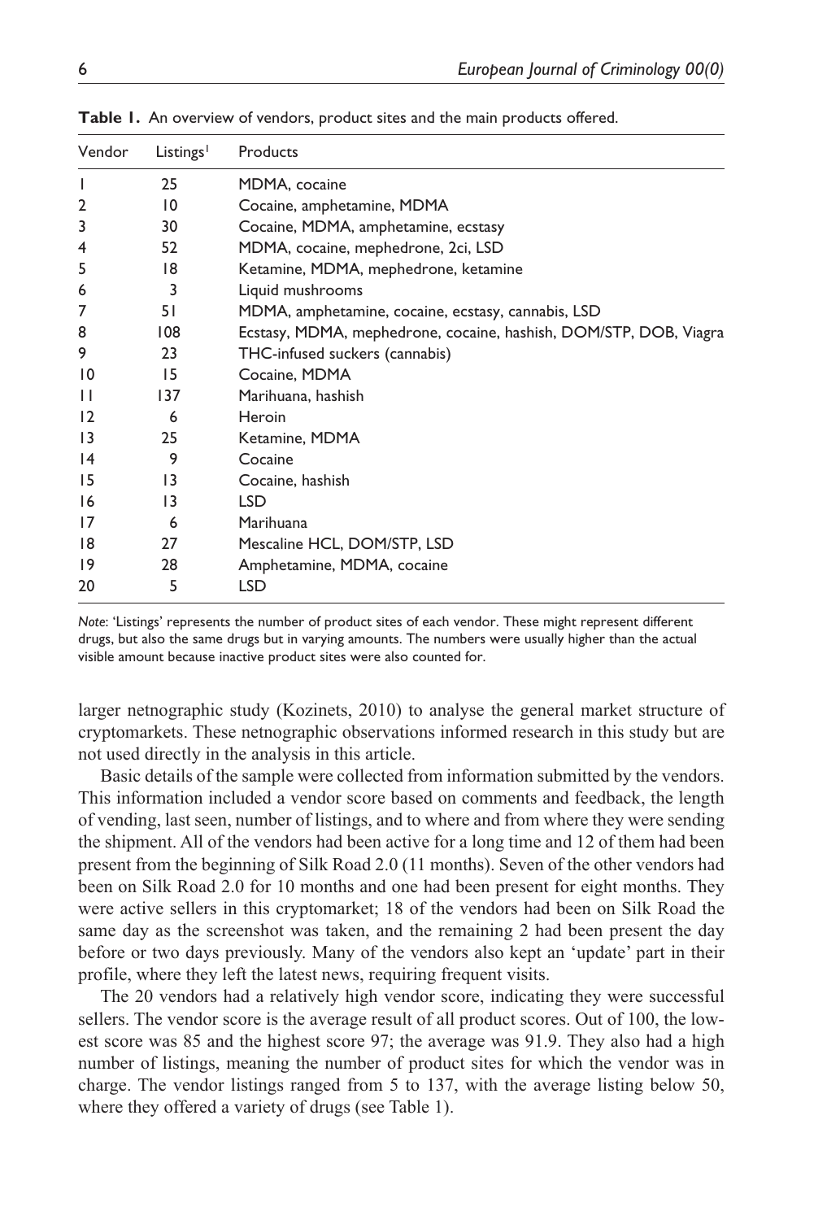**Table 1.** An overview of vendors, product sites and the main products offered.

| Vendor | Listings[1] | Products |
|---|---|---|
| 1 | 25 | MDMA, cocaine |
| 2 | 10 | Cocaine, amphetamine, MDMA |
| 3 | 30 | Cocaine, MDMA, amphetamine, ecstasy |
| 4 | 52 | MDMA, cocaine, mephedrone, 2ci, LSD |
| 5 | 18 | Ketamine, MDMA, mephedrone, ketamine |
| 6 | 3 | Liquid mushrooms |
| 7 | 51 | MDMA, amphetamine, cocaine, ecstasy, cannabis, LSD |
| 8 | 108 | Ecstasy, MDMA, mephedrone, cocaine, hashish, DOM/STP, DOB, Viagra |
| 9 | 23 | THC-infused suckers (cannabis) |
| 10 | 15 | Cocaine, MDMA |
| 11 | 137 | Marihuana, hashish |
| 12 | 6 | Heroin |
| 13 | 25 | Ketamine, MDMA |
| 14 | 9 | Cocaine |
| 15 | 13 | Cocaine, hashish |
| 16 | 13 | LSD |
| 17 | 6 | Marihuana |
| 18 | 27 | Mescaline HCL, DOM/STP, LSD |
| 19 | 28 | Amphetamine, MDMA, cocaine |
| 20 | 5 | LSD |

*Note*: 'Listings' represents the number of product sites of each vendor. These might represent different drugs, but also the same drugs but in varying amounts. The numbers were usually higher than the actual visible amount because inactive product sites were also counted for.

larger netnographic study (Kozinets, 2010) to analyse the general market structure of cryptomarkets. These netnographic observations informed research in this study but are not used directly in the analysis in this article.

Basic details of the sample were collected from information submitted by the vendors. This information included a vendor score based on comments and feedback, the length of vending, last seen, number of listings, and to where and from where they were sending the shipment. All of the vendors had been active for a long time and 12 of them had been present from the beginning of Silk Road 2.0 (11 months). Seven of the other vendors had been on Silk Road 2.0 for 10 months and one had been present for eight months. They were active sellers in this cryptomarket; 18 of the vendors had been on Silk Road the same day as the screenshot was taken, and the remaining 2 had been present the day before or two days previously. Many of the vendors also kept an 'update' part in their profile, where they left the latest news, requiring frequent visits.

The 20 vendors had a relatively high vendor score, indicating they were successful sellers. The vendor score is the average result of all product scores. Out of 100, the lowest score was 85 and the highest score 97; the average was 91.9. They also had a high number of listings, meaning the number of product sites for which the vendor was in charge. The vendor listings ranged from 5 to 137, with the average listing below 50, where they offered a variety of drugs (see Table 1).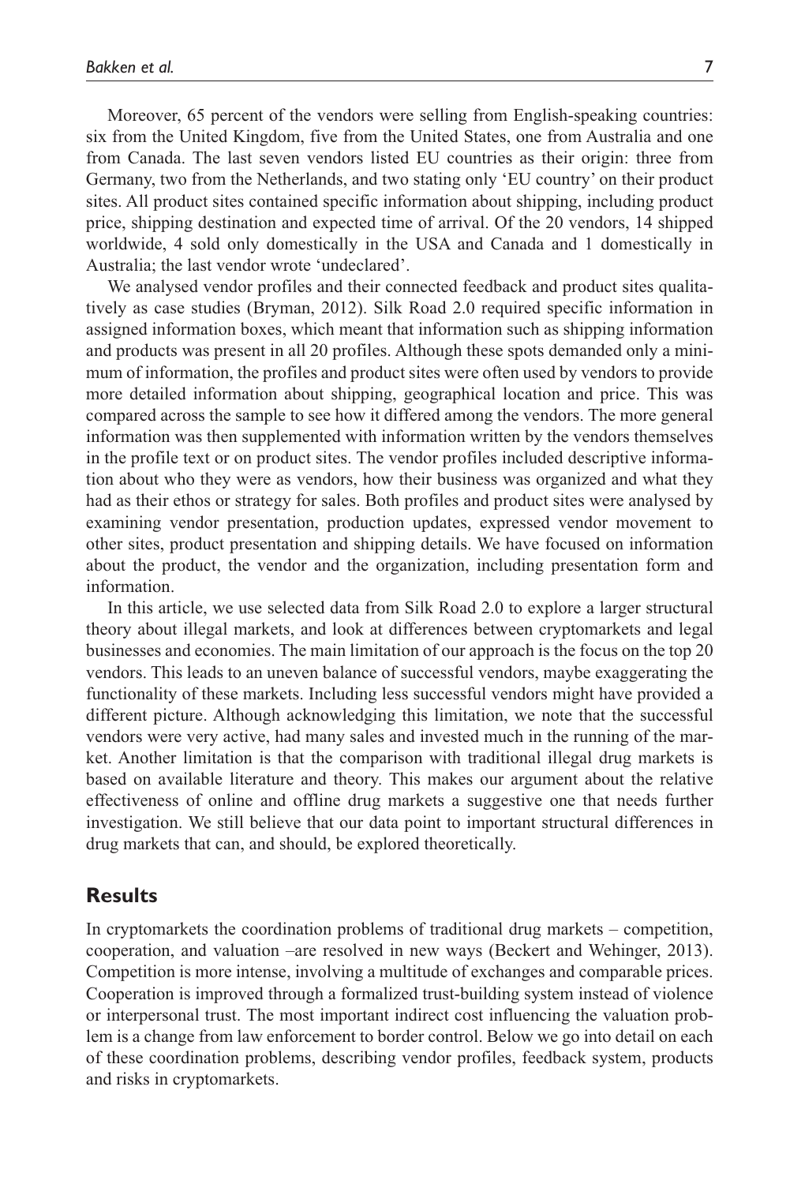Moreover, 65 percent of the vendors were selling from English-speaking countries: six from the United Kingdom, five from the United States, one from Australia and one from Canada. The last seven vendors listed EU countries as their origin: three from Germany, two from the Netherlands, and two stating only 'EU country' on their product sites. All product sites contained specific information about shipping, including product price, shipping destination and expected time of arrival. Of the 20 vendors, 14 shipped worldwide, 4 sold only domestically in the USA and Canada and 1 domestically in Australia; the last vendor wrote 'undeclared'.

We analysed vendor profiles and their connected feedback and product sites qualitatively as case studies (Bryman, 2012). Silk Road 2.0 required specific information in assigned information boxes, which meant that information such as shipping information and products was present in all 20 profiles. Although these spots demanded only a minimum of information, the profiles and product sites were often used by vendors to provide more detailed information about shipping, geographical location and price. This was compared across the sample to see how it differed among the vendors. The more general information was then supplemented with information written by the vendors themselves in the profile text or on product sites. The vendor profiles included descriptive information about who they were as vendors, how their business was organized and what they had as their ethos or strategy for sales. Both profiles and product sites were analysed by examining vendor presentation, production updates, expressed vendor movement to other sites, product presentation and shipping details. We have focused on information about the product, the vendor and the organization, including presentation form and information.

In this article, we use selected data from Silk Road 2.0 to explore a larger structural theory about illegal markets, and look at differences between cryptomarkets and legal businesses and economies. The main limitation of our approach is the focus on the top 20 vendors. This leads to an uneven balance of successful vendors, maybe exaggerating the functionality of these markets. Including less successful vendors might have provided a different picture. Although acknowledging this limitation, we note that the successful vendors were very active, had many sales and invested much in the running of the market. Another limitation is that the comparison with traditional illegal drug markets is based on available literature and theory. This makes our argument about the relative effectiveness of online and offline drug markets a suggestive one that needs further investigation. We still believe that our data point to important structural differences in drug markets that can, and should, be explored theoretically.

## Results

In cryptomarkets the coordination problems of traditional drug markets – competition, cooperation, and valuation –are resolved in new ways (Beckert and Wehinger, 2013). Competition is more intense, involving a multitude of exchanges and comparable prices. Cooperation is improved through a formalized trust-building system instead of violence or interpersonal trust. The most important indirect cost influencing the valuation problem is a change from law enforcement to border control. Below we go into detail on each of these coordination problems, describing vendor profiles, feedback system, products and risks in cryptomarkets.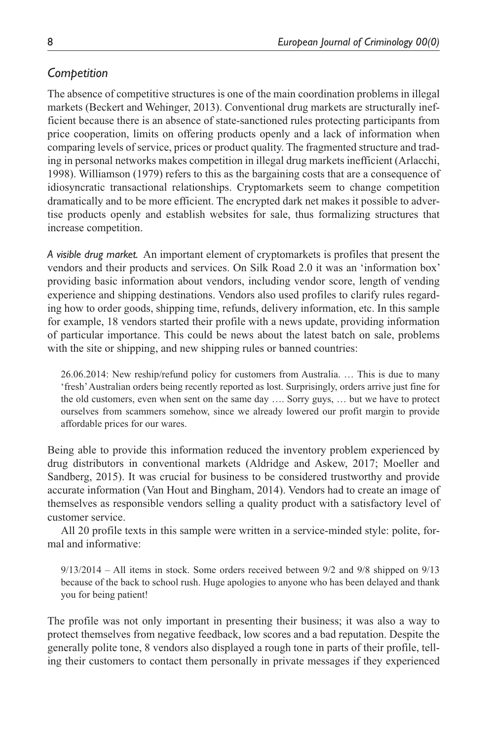## *Competition*

The absence of competitive structures is one of the main coordination problems in illegal markets (Beckert and Wehinger, 2013). Conventional drug markets are structurally inefficient because there is an absence of state-sanctioned rules protecting participants from price cooperation, limits on offering products openly and a lack of information when comparing levels of service, prices or product quality. The fragmented structure and trading in personal networks makes competition in illegal drug markets inefficient (Arlacchi, 1998). Williamson (1979) refers to this as the bargaining costs that are a consequence of idiosyncratic transactional relationships. Cryptomarkets seem to change competition dramatically and to be more efficient. The encrypted dark net makes it possible to advertise products openly and establish websites for sale, thus formalizing structures that increase competition.

*A visible drug market.* An important element of cryptomarkets is profiles that present the vendors and their products and services. On Silk Road 2.0 it was an 'information box' providing basic information about vendors, including vendor score, length of vending experience and shipping destinations. Vendors also used profiles to clarify rules regarding how to order goods, shipping time, refunds, delivery information, etc. In this sample for example, 18 vendors started their profile with a news update, providing information of particular importance. This could be news about the latest batch on sale, problems with the site or shipping, and new shipping rules or banned countries:

> 26.06.2014: New reship/refund policy for customers from Australia. … This is due to many 'fresh' Australian orders being recently reported as lost. Surprisingly, orders arrive just fine for the old customers, even when sent on the same day …. Sorry guys, … but we have to protect ourselves from scammers somehow, since we already lowered our profit margin to provide affordable prices for our wares.

Being able to provide this information reduced the inventory problem experienced by drug distributors in conventional markets (Aldridge and Askew, 2017; Moeller and Sandberg, 2015). It was crucial for business to be considered trustworthy and provide accurate information (Van Hout and Bingham, 2014). Vendors had to create an image of themselves as responsible vendors selling a quality product with a satisfactory level of customer service.

All 20 profile texts in this sample were written in a service-minded style: polite, formal and informative:

> 9/13/2014 – All items in stock. Some orders received between 9/2 and 9/8 shipped on 9/13 because of the back to school rush. Huge apologies to anyone who has been delayed and thank you for being patient!

The profile was not only important in presenting their business; it was also a way to protect themselves from negative feedback, low scores and a bad reputation. Despite the generally polite tone, 8 vendors also displayed a rough tone in parts of their profile, telling their customers to contact them personally in private messages if they experienced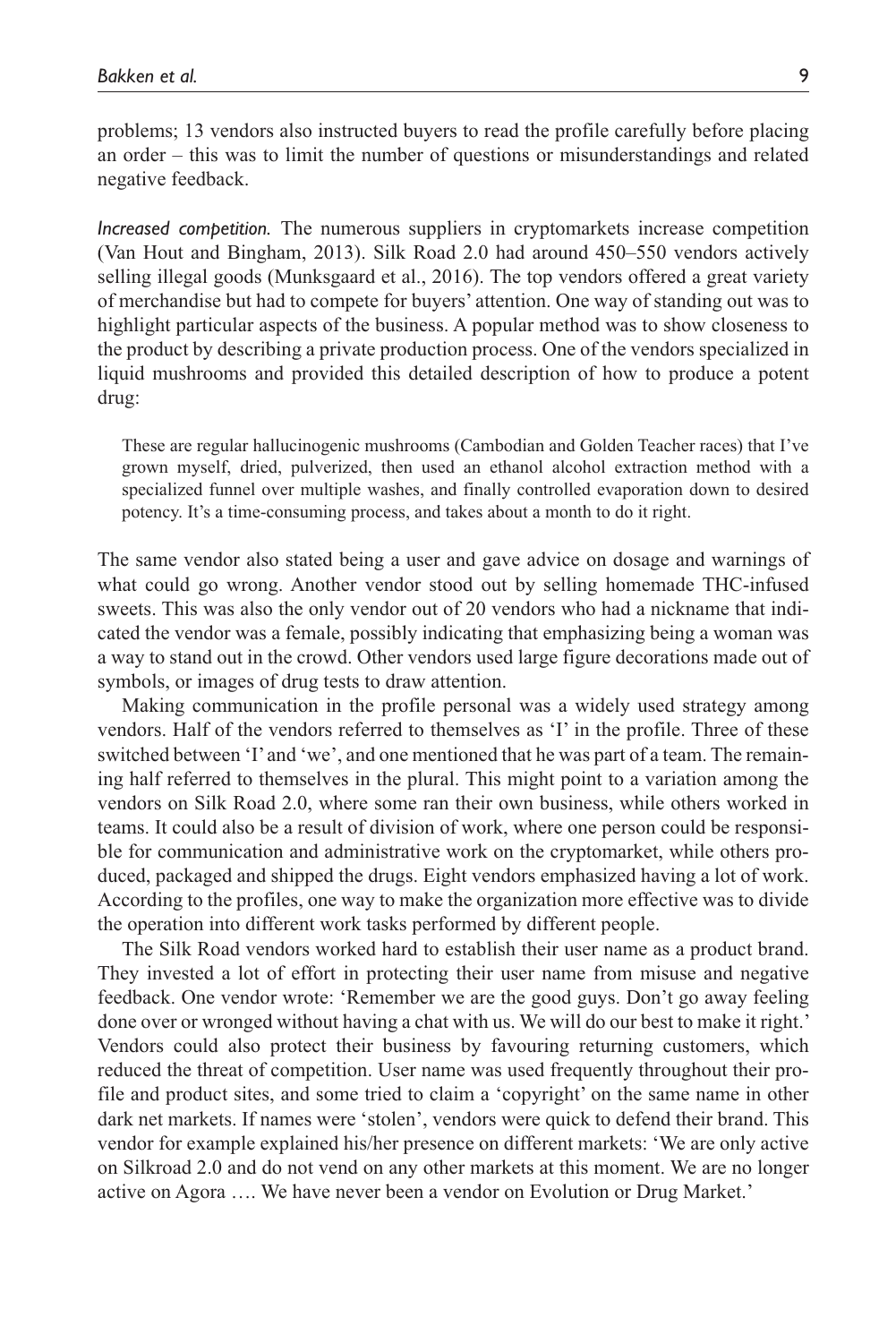problems; 13 vendors also instructed buyers to read the profile carefully before placing an order – this was to limit the number of questions or misunderstandings and related negative feedback.

*Increased competition.* The numerous suppliers in cryptomarkets increase competition (Van Hout and Bingham, 2013). Silk Road 2.0 had around 450–550 vendors actively selling illegal goods (Munksgaard et al., 2016). The top vendors offered a great variety of merchandise but had to compete for buyers' attention. One way of standing out was to highlight particular aspects of the business. A popular method was to show closeness to the product by describing a private production process. One of the vendors specialized in liquid mushrooms and provided this detailed description of how to produce a potent drug:

> These are regular hallucinogenic mushrooms (Cambodian and Golden Teacher races) that I've grown myself, dried, pulverized, then used an ethanol alcohol extraction method with a specialized funnel over multiple washes, and finally controlled evaporation down to desired potency. It's a time-consuming process, and takes about a month to do it right.

The same vendor also stated being a user and gave advice on dosage and warnings of what could go wrong. Another vendor stood out by selling homemade THC-infused sweets. This was also the only vendor out of 20 vendors who had a nickname that indicated the vendor was a female, possibly indicating that emphasizing being a woman was a way to stand out in the crowd. Other vendors used large figure decorations made out of symbols, or images of drug tests to draw attention.

Making communication in the profile personal was a widely used strategy among vendors. Half of the vendors referred to themselves as 'I' in the profile. Three of these switched between 'I' and 'we', and one mentioned that he was part of a team. The remaining half referred to themselves in the plural. This might point to a variation among the vendors on Silk Road 2.0, where some ran their own business, while others worked in teams. It could also be a result of division of work, where one person could be responsible for communication and administrative work on the cryptomarket, while others produced, packaged and shipped the drugs. Eight vendors emphasized having a lot of work. According to the profiles, one way to make the organization more effective was to divide the operation into different work tasks performed by different people.

The Silk Road vendors worked hard to establish their user name as a product brand. They invested a lot of effort in protecting their user name from misuse and negative feedback. One vendor wrote: 'Remember we are the good guys. Don't go away feeling done over or wronged without having a chat with us. We will do our best to make it right.' Vendors could also protect their business by favouring returning customers, which reduced the threat of competition. User name was used frequently throughout their profile and product sites, and some tried to claim a 'copyright' on the same name in other dark net markets. If names were 'stolen', vendors were quick to defend their brand. This vendor for example explained his/her presence on different markets: 'We are only active on Silkroad 2.0 and do not vend on any other markets at this moment. We are no longer active on Agora …. We have never been a vendor on Evolution or Drug Market.'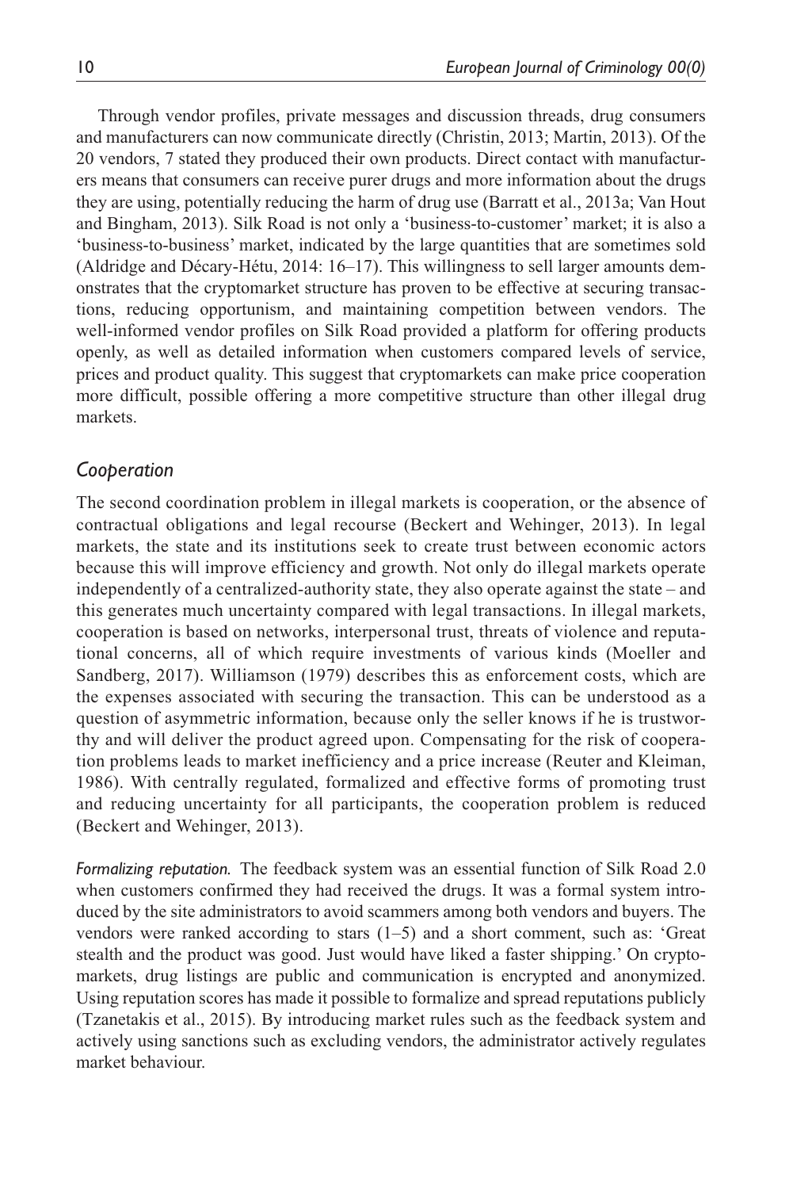Through vendor profiles, private messages and discussion threads, drug consumers and manufacturers can now communicate directly (Christin, 2013; Martin, 2013). Of the 20 vendors, 7 stated they produced their own products. Direct contact with manufacturers means that consumers can receive purer drugs and more information about the drugs they are using, potentially reducing the harm of drug use (Barratt et al., 2013a; Van Hout and Bingham, 2013). Silk Road is not only a 'business-to-customer' market; it is also a 'business-to-business' market, indicated by the large quantities that are sometimes sold (Aldridge and Décary-Hétu, 2014: 16–17). This willingness to sell larger amounts demonstrates that the cryptomarket structure has proven to be effective at securing transactions, reducing opportunism, and maintaining competition between vendors. The well-informed vendor profiles on Silk Road provided a platform for offering products openly, as well as detailed information when customers compared levels of service, prices and product quality. This suggest that cryptomarkets can make price cooperation more difficult, possible offering a more competitive structure than other illegal drug markets.

## *Cooperation*

The second coordination problem in illegal markets is cooperation, or the absence of contractual obligations and legal recourse (Beckert and Wehinger, 2013). In legal markets, the state and its institutions seek to create trust between economic actors because this will improve efficiency and growth. Not only do illegal markets operate independently of a centralized-authority state, they also operate against the state – and this generates much uncertainty compared with legal transactions. In illegal markets, cooperation is based on networks, interpersonal trust, threats of violence and reputational concerns, all of which require investments of various kinds (Moeller and Sandberg, 2017). Williamson (1979) describes this as enforcement costs, which are the expenses associated with securing the transaction. This can be understood as a question of asymmetric information, because only the seller knows if he is trustworthy and will deliver the product agreed upon. Compensating for the risk of cooperation problems leads to market inefficiency and a price increase (Reuter and Kleiman, 1986). With centrally regulated, formalized and effective forms of promoting trust and reducing uncertainty for all participants, the cooperation problem is reduced (Beckert and Wehinger, 2013).

*Formalizing reputation.* The feedback system was an essential function of Silk Road 2.0 when customers confirmed they had received the drugs. It was a formal system introduced by the site administrators to avoid scammers among both vendors and buyers. The vendors were ranked according to stars (1–5) and a short comment, such as: 'Great stealth and the product was good. Just would have liked a faster shipping.' On cryptomarkets, drug listings are public and communication is encrypted and anonymized. Using reputation scores has made it possible to formalize and spread reputations publicly (Tzanetakis et al., 2015). By introducing market rules such as the feedback system and actively using sanctions such as excluding vendors, the administrator actively regulates market behaviour.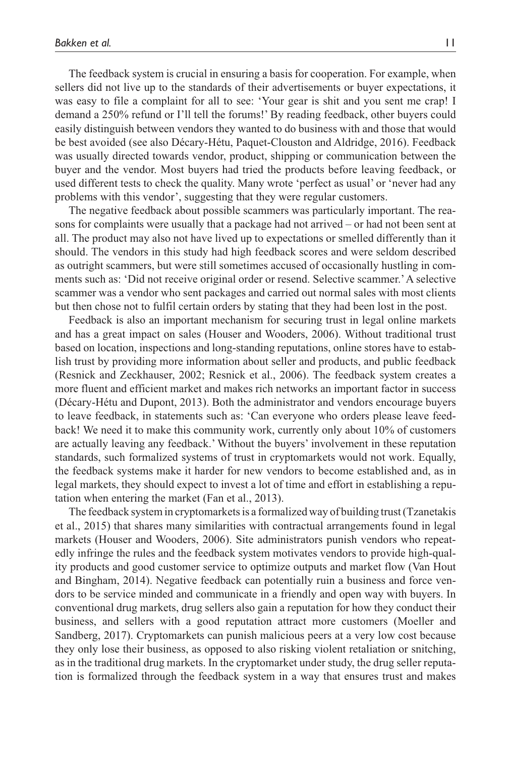The feedback system is crucial in ensuring a basis for cooperation. For example, when sellers did not live up to the standards of their advertisements or buyer expectations, it was easy to file a complaint for all to see: 'Your gear is shit and you sent me crap! I demand a 250% refund or I'll tell the forums!' By reading feedback, other buyers could easily distinguish between vendors they wanted to do business with and those that would be best avoided (see also Décary-Hétu, Paquet-Clouston and Aldridge, 2016). Feedback was usually directed towards vendor, product, shipping or communication between the buyer and the vendor. Most buyers had tried the products before leaving feedback, or used different tests to check the quality. Many wrote 'perfect as usual' or 'never had any problems with this vendor', suggesting that they were regular customers.

The negative feedback about possible scammers was particularly important. The reasons for complaints were usually that a package had not arrived – or had not been sent at all. The product may also not have lived up to expectations or smelled differently than it should. The vendors in this study had high feedback scores and were seldom described as outright scammers, but were still sometimes accused of occasionally hustling in comments such as: 'Did not receive original order or resend. Selective scammer.' A selective scammer was a vendor who sent packages and carried out normal sales with most clients but then chose not to fulfil certain orders by stating that they had been lost in the post.

Feedback is also an important mechanism for securing trust in legal online markets and has a great impact on sales (Houser and Wooders, 2006). Without traditional trust based on location, inspections and long-standing reputations, online stores have to establish trust by providing more information about seller and products, and public feedback (Resnick and Zeckhauser, 2002; Resnick et al., 2006). The feedback system creates a more fluent and efficient market and makes rich networks an important factor in success (Décary-Hétu and Dupont, 2013). Both the administrator and vendors encourage buyers to leave feedback, in statements such as: 'Can everyone who orders please leave feedback! We need it to make this community work, currently only about 10% of customers are actually leaving any feedback.' Without the buyers' involvement in these reputation standards, such formalized systems of trust in cryptomarkets would not work. Equally, the feedback systems make it harder for new vendors to become established and, as in legal markets, they should expect to invest a lot of time and effort in establishing a reputation when entering the market (Fan et al., 2013).

The feedback system in cryptomarkets is a formalized way of building trust (Tzanetakis et al., 2015) that shares many similarities with contractual arrangements found in legal markets (Houser and Wooders, 2006). Site administrators punish vendors who repeatedly infringe the rules and the feedback system motivates vendors to provide high-quality products and good customer service to optimize outputs and market flow (Van Hout and Bingham, 2014). Negative feedback can potentially ruin a business and force vendors to be service minded and communicate in a friendly and open way with buyers. In conventional drug markets, drug sellers also gain a reputation for how they conduct their business, and sellers with a good reputation attract more customers (Moeller and Sandberg, 2017). Cryptomarkets can punish malicious peers at a very low cost because they only lose their business, as opposed to also risking violent retaliation or snitching, as in the traditional drug markets. In the cryptomarket under study, the drug seller reputation is formalized through the feedback system in a way that ensures trust and makes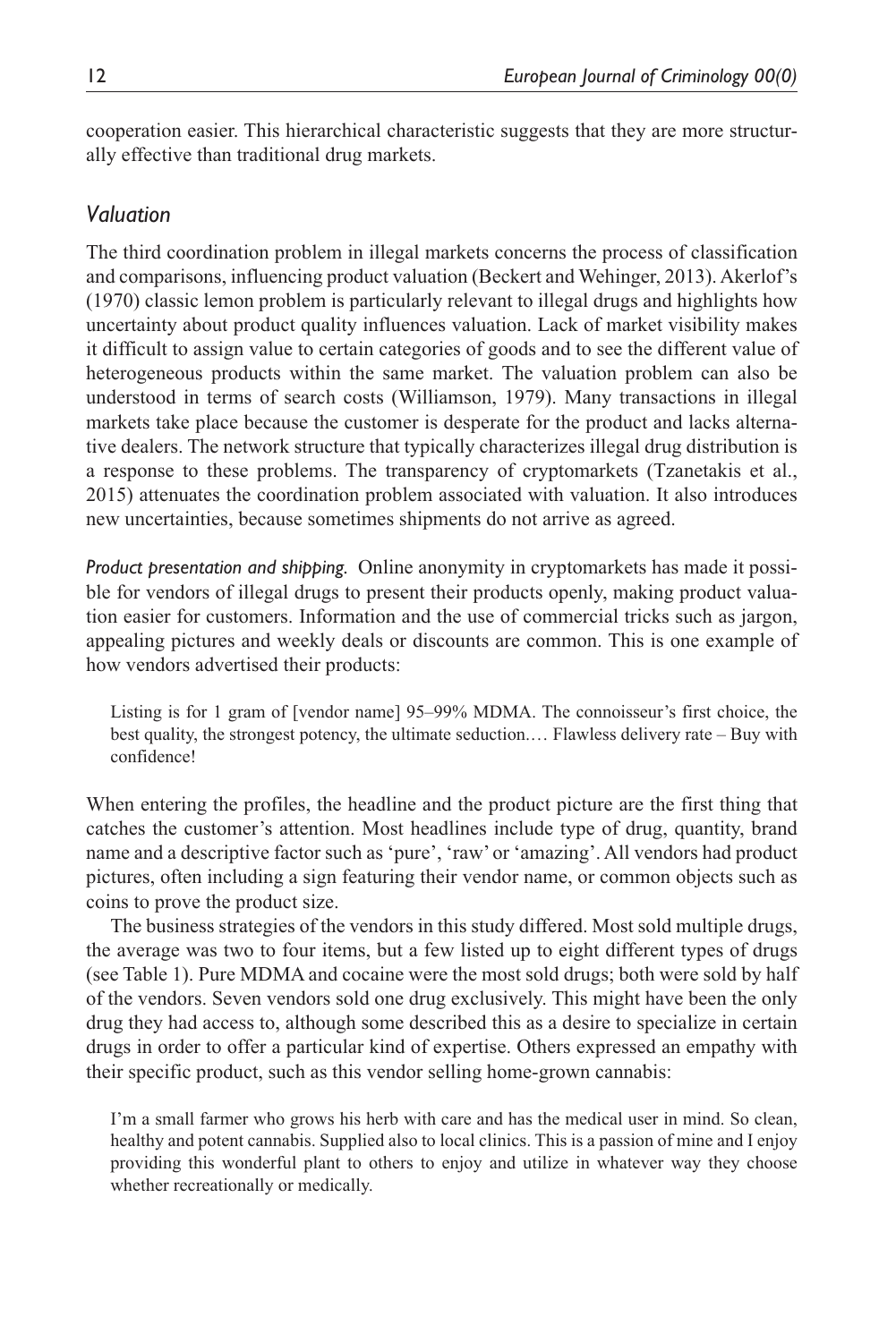cooperation easier. This hierarchical characteristic suggests that they are more structurally effective than traditional drug markets.

## *Valuation*

The third coordination problem in illegal markets concerns the process of classification and comparisons, influencing product valuation (Beckert and Wehinger, 2013). Akerlof's (1970) classic lemon problem is particularly relevant to illegal drugs and highlights how uncertainty about product quality influences valuation. Lack of market visibility makes it difficult to assign value to certain categories of goods and to see the different value of heterogeneous products within the same market. The valuation problem can also be understood in terms of search costs (Williamson, 1979). Many transactions in illegal markets take place because the customer is desperate for the product and lacks alternative dealers. The network structure that typically characterizes illegal drug distribution is a response to these problems. The transparency of cryptomarkets (Tzanetakis et al., 2015) attenuates the coordination problem associated with valuation. It also introduces new uncertainties, because sometimes shipments do not arrive as agreed.

*Product presentation and shipping.* Online anonymity in cryptomarkets has made it possible for vendors of illegal drugs to present their products openly, making product valuation easier for customers. Information and the use of commercial tricks such as jargon, appealing pictures and weekly deals or discounts are common. This is one example of how vendors advertised their products:

> Listing is for 1 gram of [vendor name] 95–99% MDMA. The connoisseur's first choice, the best quality, the strongest potency, the ultimate seduction.… Flawless delivery rate – Buy with confidence!

When entering the profiles, the headline and the product picture are the first thing that catches the customer's attention. Most headlines include type of drug, quantity, brand name and a descriptive factor such as 'pure', 'raw' or 'amazing'. All vendors had product pictures, often including a sign featuring their vendor name, or common objects such as coins to prove the product size.

The business strategies of the vendors in this study differed. Most sold multiple drugs, the average was two to four items, but a few listed up to eight different types of drugs (see Table 1). Pure MDMA and cocaine were the most sold drugs; both were sold by half of the vendors. Seven vendors sold one drug exclusively. This might have been the only drug they had access to, although some described this as a desire to specialize in certain drugs in order to offer a particular kind of expertise. Others expressed an empathy with their specific product, such as this vendor selling home-grown cannabis:

> I'm a small farmer who grows his herb with care and has the medical user in mind. So clean, healthy and potent cannabis. Supplied also to local clinics. This is a passion of mine and I enjoy providing this wonderful plant to others to enjoy and utilize in whatever way they choose whether recreationally or medically.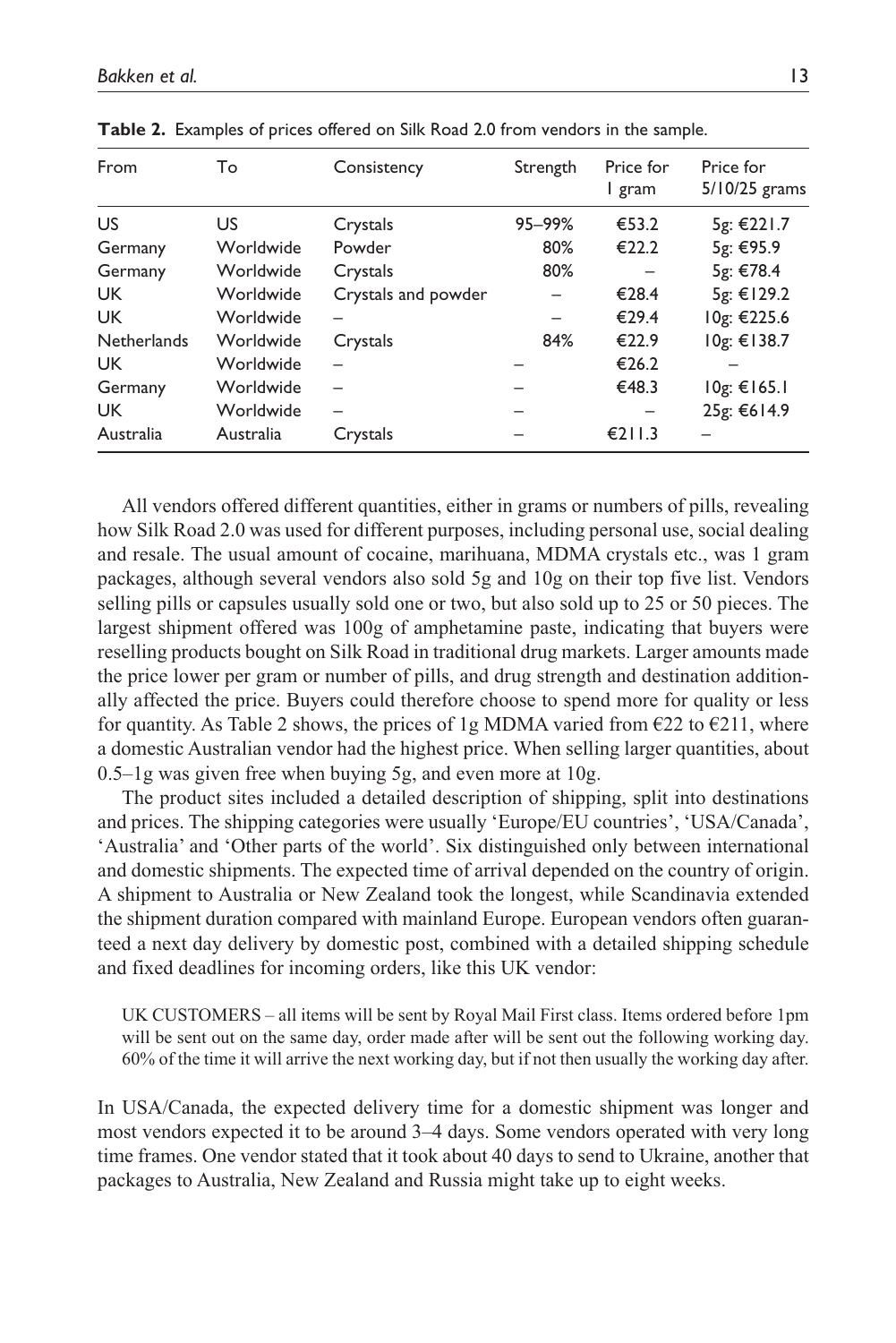**Table 2.** Examples of prices offered on Silk Road 2.0 from vendors in the sample.

| From | To | Consistency | Strength | Price for 1 gram | Price for 5/10/25 grams |
|---|---|---|---|---|---|
| US | US | Crystals | 95–99% | €53.2 | 5g: €221.7 |
| Germany | Worldwide | Powder | 80% | €22.2 | 5g: €95.9 |
| Germany | Worldwide | Crystals | 80% | – | 5g: €78.4 |
| UK | Worldwide | Crystals and powder | – | €28.4 | 5g: €129.2 |
| UK | Worldwide | – | – | €29.4 | 10g: €225.6 |
| Netherlands | Worldwide | Crystals | 84% | €22.9 | 10g: €138.7 |
| UK | Worldwide | – | – | €26.2 | – |
| Germany | Worldwide | – | – | €48.3 | 10g: €165.1 |
| UK | Worldwide | – | – | – | 25g: €614.9 |
| Australia | Australia | Crystals | – | €211.3 | – |

All vendors offered different quantities, either in grams or numbers of pills, revealing how Silk Road 2.0 was used for different purposes, including personal use, social dealing and resale. The usual amount of cocaine, marihuana, MDMA crystals etc., was 1 gram packages, although several vendors also sold 5g and 10g on their top five list. Vendors selling pills or capsules usually sold one or two, but also sold up to 25 or 50 pieces. The largest shipment offered was 100g of amphetamine paste, indicating that buyers were reselling products bought on Silk Road in traditional drug markets. Larger amounts made the price lower per gram or number of pills, and drug strength and destination additionally affected the price. Buyers could therefore choose to spend more for quality or less for quantity. As Table 2 shows, the prices of 1g MDMA varied from €22 to €211, where a domestic Australian vendor had the highest price. When selling larger quantities, about 0.5–1g was given free when buying 5g, and even more at 10g.

The product sites included a detailed description of shipping, split into destinations and prices. The shipping categories were usually 'Europe/EU countries', 'USA/Canada', 'Australia' and 'Other parts of the world'. Six distinguished only between international and domestic shipments. The expected time of arrival depended on the country of origin. A shipment to Australia or New Zealand took the longest, while Scandinavia extended the shipment duration compared with mainland Europe. European vendors often guaranteed a next day delivery by domestic post, combined with a detailed shipping schedule and fixed deadlines for incoming orders, like this UK vendor:

> UK CUSTOMERS – all items will be sent by Royal Mail First class. Items ordered before 1pm will be sent out on the same day, order made after will be sent out the following working day. 60% of the time it will arrive the next working day, but if not then usually the working day after.

In USA/Canada, the expected delivery time for a domestic shipment was longer and most vendors expected it to be around 3–4 days. Some vendors operated with very long time frames. One vendor stated that it took about 40 days to send to Ukraine, another that packages to Australia, New Zealand and Russia might take up to eight weeks.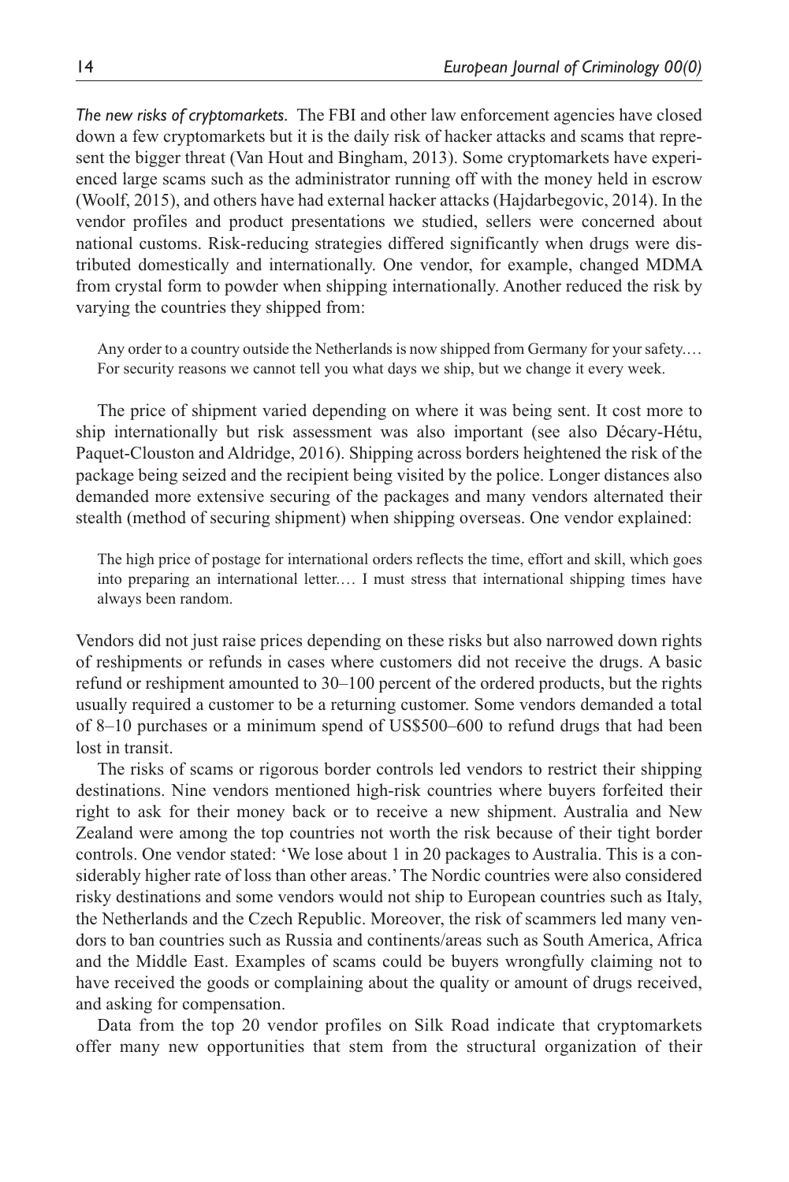*The new risks of cryptomarkets.* The FBI and other law enforcement agencies have closed down a few cryptomarkets but it is the daily risk of hacker attacks and scams that represent the bigger threat (Van Hout and Bingham, 2013). Some cryptomarkets have experienced large scams such as the administrator running off with the money held in escrow (Woolf, 2015), and others have had external hacker attacks (Hajdarbegovic, 2014). In the vendor profiles and product presentations we studied, sellers were concerned about national customs. Risk-reducing strategies differed significantly when drugs were distributed domestically and internationally. One vendor, for example, changed MDMA from crystal form to powder when shipping internationally. Another reduced the risk by varying the countries they shipped from:

> Any order to a country outside the Netherlands is now shipped from Germany for your safety.… For security reasons we cannot tell you what days we ship, but we change it every week.

The price of shipment varied depending on where it was being sent. It cost more to ship internationally but risk assessment was also important (see also Décary-Hétu, Paquet-Clouston and Aldridge, 2016). Shipping across borders heightened the risk of the package being seized and the recipient being visited by the police. Longer distances also demanded more extensive securing of the packages and many vendors alternated their stealth (method of securing shipment) when shipping overseas. One vendor explained:

> The high price of postage for international orders reflects the time, effort and skill, which goes into preparing an international letter.… I must stress that international shipping times have always been random.

Vendors did not just raise prices depending on these risks but also narrowed down rights of reshipments or refunds in cases where customers did not receive the drugs. A basic refund or reshipment amounted to 30–100 percent of the ordered products, but the rights usually required a customer to be a returning customer. Some vendors demanded a total of 8–10 purchases or a minimum spend of US$500–600 to refund drugs that had been lost in transit.

The risks of scams or rigorous border controls led vendors to restrict their shipping destinations. Nine vendors mentioned high-risk countries where buyers forfeited their right to ask for their money back or to receive a new shipment. Australia and New Zealand were among the top countries not worth the risk because of their tight border controls. One vendor stated: 'We lose about 1 in 20 packages to Australia. This is a considerably higher rate of loss than other areas.' The Nordic countries were also considered risky destinations and some vendors would not ship to European countries such as Italy, the Netherlands and the Czech Republic. Moreover, the risk of scammers led many vendors to ban countries such as Russia and continents/areas such as South America, Africa and the Middle East. Examples of scams could be buyers wrongfully claiming not to have received the goods or complaining about the quality or amount of drugs received, and asking for compensation.

Data from the top 20 vendor profiles on Silk Road indicate that cryptomarkets offer many new opportunities that stem from the structural organization of their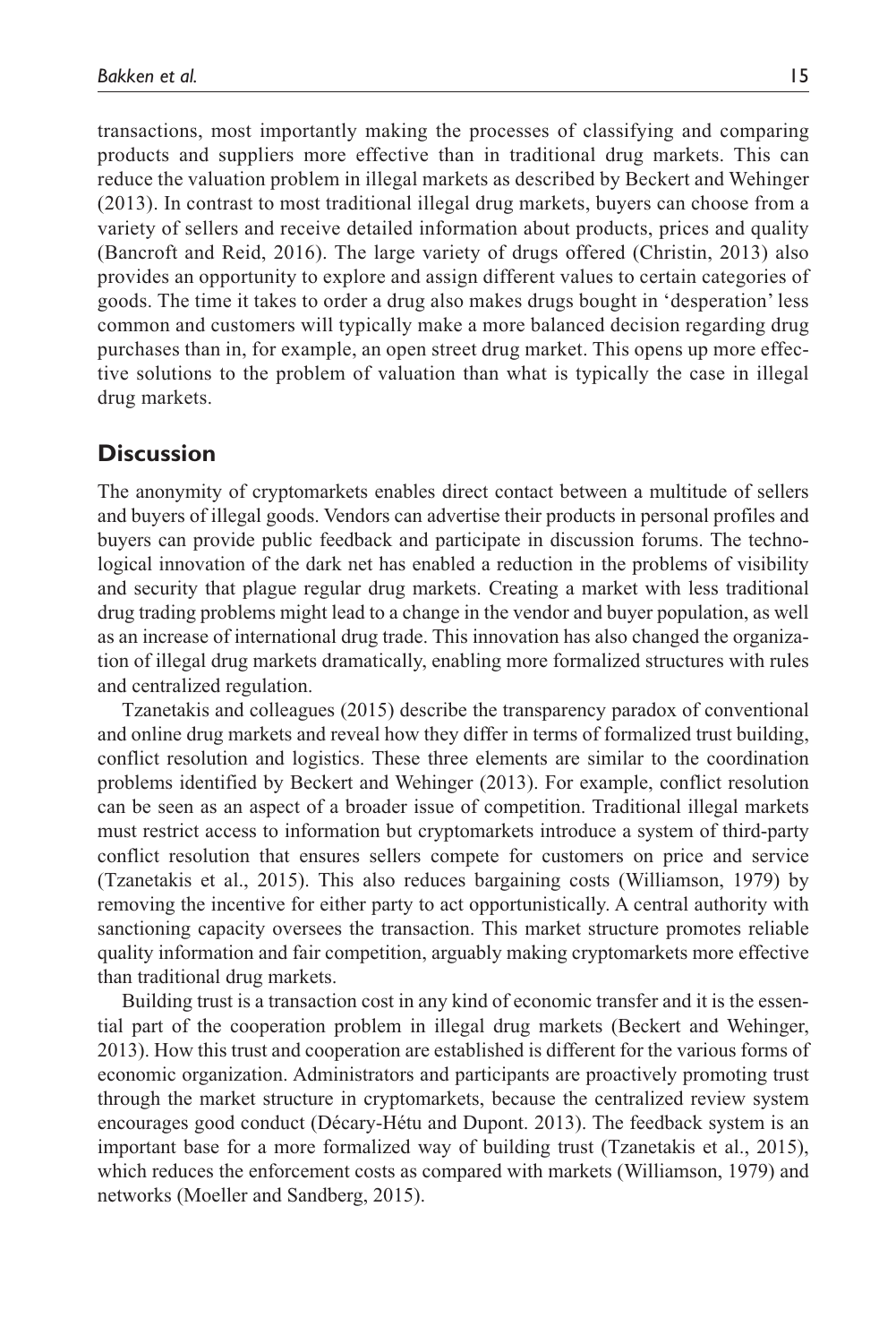transactions, most importantly making the processes of classifying and comparing products and suppliers more effective than in traditional drug markets. This can reduce the valuation problem in illegal markets as described by Beckert and Wehinger (2013). In contrast to most traditional illegal drug markets, buyers can choose from a variety of sellers and receive detailed information about products, prices and quality (Bancroft and Reid, 2016). The large variety of drugs offered (Christin, 2013) also provides an opportunity to explore and assign different values to certain categories of goods. The time it takes to order a drug also makes drugs bought in 'desperation' less common and customers will typically make a more balanced decision regarding drug purchases than in, for example, an open street drug market. This opens up more effective solutions to the problem of valuation than what is typically the case in illegal drug markets.

## Discussion

The anonymity of cryptomarkets enables direct contact between a multitude of sellers and buyers of illegal goods. Vendors can advertise their products in personal profiles and buyers can provide public feedback and participate in discussion forums. The technological innovation of the dark net has enabled a reduction in the problems of visibility and security that plague regular drug markets. Creating a market with less traditional drug trading problems might lead to a change in the vendor and buyer population, as well as an increase of international drug trade. This innovation has also changed the organization of illegal drug markets dramatically, enabling more formalized structures with rules and centralized regulation.

Tzanetakis and colleagues (2015) describe the transparency paradox of conventional and online drug markets and reveal how they differ in terms of formalized trust building, conflict resolution and logistics. These three elements are similar to the coordination problems identified by Beckert and Wehinger (2013). For example, conflict resolution can be seen as an aspect of a broader issue of competition. Traditional illegal markets must restrict access to information but cryptomarkets introduce a system of third-party conflict resolution that ensures sellers compete for customers on price and service (Tzanetakis et al., 2015). This also reduces bargaining costs (Williamson, 1979) by removing the incentive for either party to act opportunistically. A central authority with sanctioning capacity oversees the transaction. This market structure promotes reliable quality information and fair competition, arguably making cryptomarkets more effective than traditional drug markets.

Building trust is a transaction cost in any kind of economic transfer and it is the essential part of the cooperation problem in illegal drug markets (Beckert and Wehinger, 2013). How this trust and cooperation are established is different for the various forms of economic organization. Administrators and participants are proactively promoting trust through the market structure in cryptomarkets, because the centralized review system encourages good conduct (Décary-Hétu and Dupont. 2013). The feedback system is an important base for a more formalized way of building trust (Tzanetakis et al., 2015), which reduces the enforcement costs as compared with markets (Williamson, 1979) and networks (Moeller and Sandberg, 2015).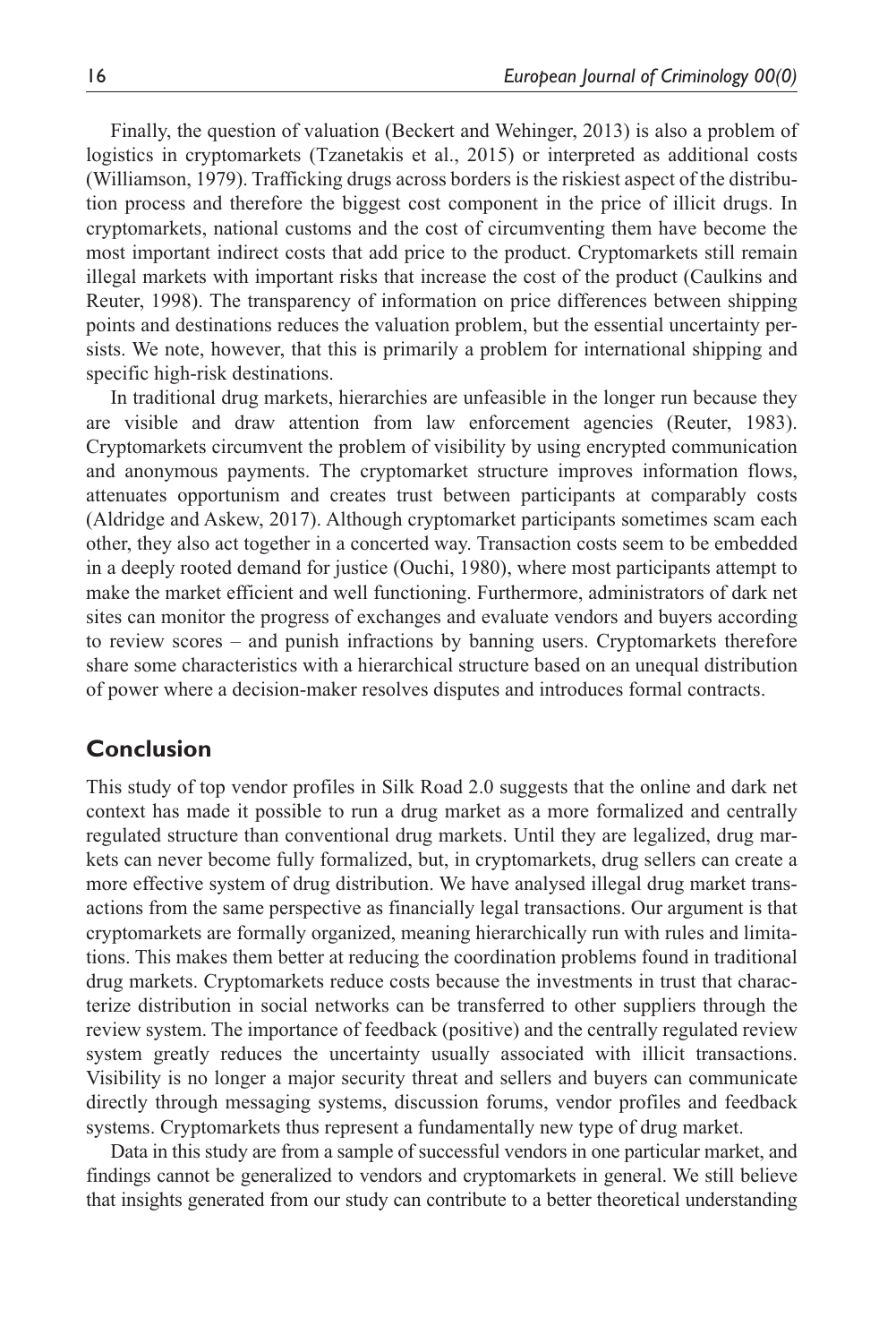Finally, the question of valuation (Beckert and Wehinger, 2013) is also a problem of logistics in cryptomarkets (Tzanetakis et al., 2015) or interpreted as additional costs (Williamson, 1979). Trafficking drugs across borders is the riskiest aspect of the distribution process and therefore the biggest cost component in the price of illicit drugs. In cryptomarkets, national customs and the cost of circumventing them have become the most important indirect costs that add price to the product. Cryptomarkets still remain illegal markets with important risks that increase the cost of the product (Caulkins and Reuter, 1998). The transparency of information on price differences between shipping points and destinations reduces the valuation problem, but the essential uncertainty persists. We note, however, that this is primarily a problem for international shipping and specific high-risk destinations.

In traditional drug markets, hierarchies are unfeasible in the longer run because they are visible and draw attention from law enforcement agencies (Reuter, 1983). Cryptomarkets circumvent the problem of visibility by using encrypted communication and anonymous payments. The cryptomarket structure improves information flows, attenuates opportunism and creates trust between participants at comparably costs (Aldridge and Askew, 2017). Although cryptomarket participants sometimes scam each other, they also act together in a concerted way. Transaction costs seem to be embedded in a deeply rooted demand for justice (Ouchi, 1980), where most participants attempt to make the market efficient and well functioning. Furthermore, administrators of dark net sites can monitor the progress of exchanges and evaluate vendors and buyers according to review scores – and punish infractions by banning users. Cryptomarkets therefore share some characteristics with a hierarchical structure based on an unequal distribution of power where a decision-maker resolves disputes and introduces formal contracts.

## Conclusion

This study of top vendor profiles in Silk Road 2.0 suggests that the online and dark net context has made it possible to run a drug market as a more formalized and centrally regulated structure than conventional drug markets. Until they are legalized, drug markets can never become fully formalized, but, in cryptomarkets, drug sellers can create a more effective system of drug distribution. We have analysed illegal drug market transactions from the same perspective as financially legal transactions. Our argument is that cryptomarkets are formally organized, meaning hierarchically run with rules and limitations. This makes them better at reducing the coordination problems found in traditional drug markets. Cryptomarkets reduce costs because the investments in trust that characterize distribution in social networks can be transferred to other suppliers through the review system. The importance of feedback (positive) and the centrally regulated review system greatly reduces the uncertainty usually associated with illicit transactions. Visibility is no longer a major security threat and sellers and buyers can communicate directly through messaging systems, discussion forums, vendor profiles and feedback systems. Cryptomarkets thus represent a fundamentally new type of drug market.

Data in this study are from a sample of successful vendors in one particular market, and findings cannot be generalized to vendors and cryptomarkets in general. We still believe that insights generated from our study can contribute to a better theoretical understanding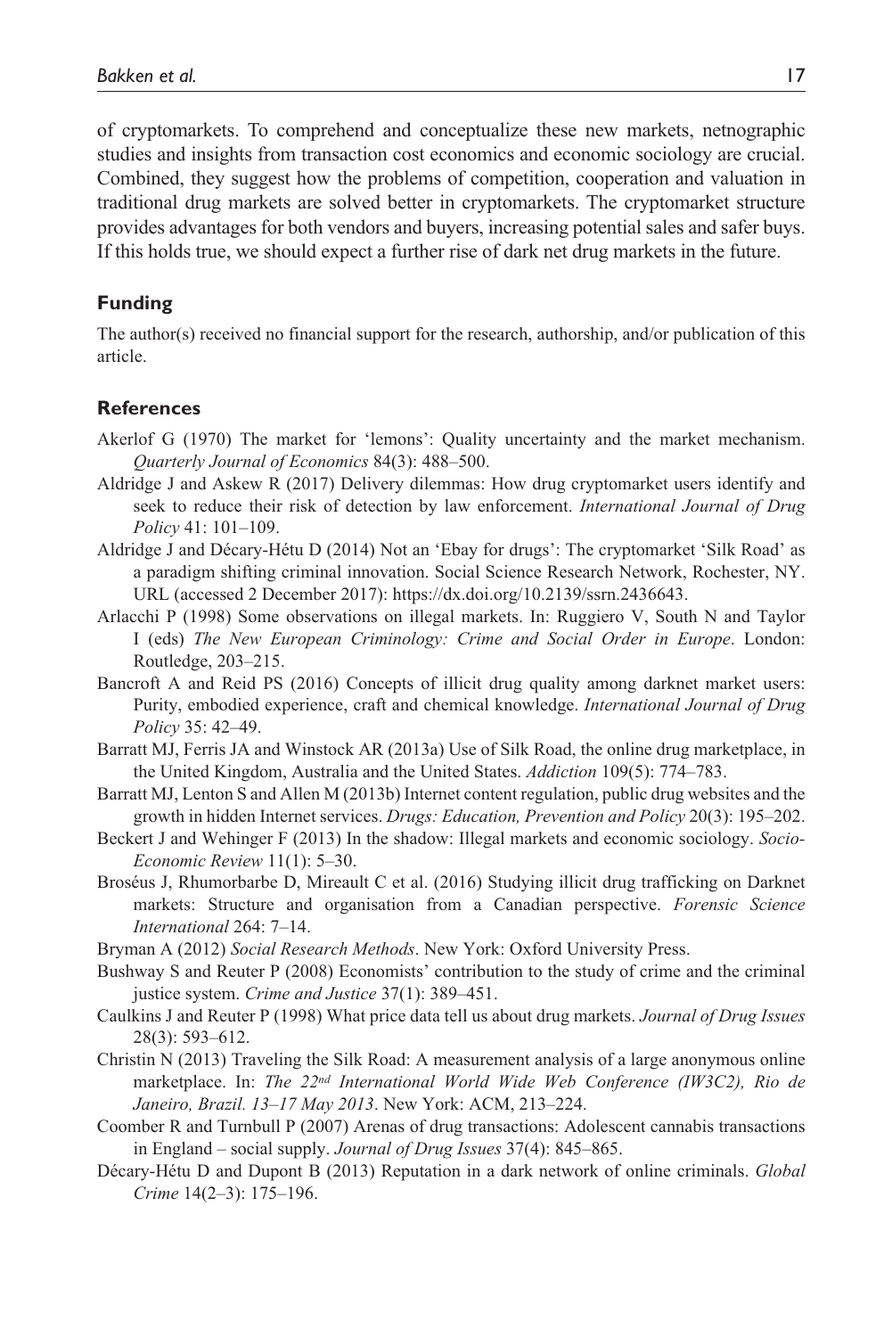of cryptomarkets. To comprehend and conceptualize these new markets, netnographic studies and insights from transaction cost economics and economic sociology are crucial. Combined, they suggest how the problems of competition, cooperation and valuation in traditional drug markets are solved better in cryptomarkets. The cryptomarket structure provides advantages for both vendors and buyers, increasing potential sales and safer buys. If this holds true, we should expect a further rise of dark net drug markets in the future.

## Funding

The author(s) received no financial support for the research, authorship, and/or publication of this article.

## References

Akerlof G (1970) The market for 'lemons': Quality uncertainty and the market mechanism. *Quarterly Journal of Economics* 84(3): 488–500.

Aldridge J and Askew R (2017) Delivery dilemmas: How drug cryptomarket users identify and seek to reduce their risk of detection by law enforcement. *International Journal of Drug Policy* 41: 101–109.

Aldridge J and Décary-Hétu D (2014) Not an 'Ebay for drugs': The cryptomarket 'Silk Road' as a paradigm shifting criminal innovation. Social Science Research Network, Rochester, NY. URL (accessed 2 December 2017): https://dx.doi.org/10.2139/ssrn.2436643.

Arlacchi P (1998) Some observations on illegal markets. In: Ruggiero V, South N and Taylor I (eds) *The New European Criminology: Crime and Social Order in Europe*. London: Routledge, 203–215.

Bancroft A and Reid PS (2016) Concepts of illicit drug quality among darknet market users: Purity, embodied experience, craft and chemical knowledge. *International Journal of Drug Policy* 35: 42–49.

Barratt MJ, Ferris JA and Winstock AR (2013a) Use of Silk Road, the online drug marketplace, in the United Kingdom, Australia and the United States. *Addiction* 109(5): 774–783.

Barratt MJ, Lenton S and Allen M (2013b) Internet content regulation, public drug websites and the growth in hidden Internet services. *Drugs: Education, Prevention and Policy* 20(3): 195–202.

Beckert J and Wehinger F (2013) In the shadow: Illegal markets and economic sociology. *Socio-Economic Review* 11(1): 5–30.

Broséus J, Rhumorbarbe D, Mireault C et al. (2016) Studying illicit drug trafficking on Darknet markets: Structure and organisation from a Canadian perspective. *Forensic Science International* 264: 7–14.

Bryman A (2012) *Social Research Methods*. New York: Oxford University Press.

Bushway S and Reuter P (2008) Economists' contribution to the study of crime and the criminal justice system. *Crime and Justice* 37(1): 389–451.

Caulkins J and Reuter P (1998) What price data tell us about drug markets. *Journal of Drug Issues* 28(3): 593–612.

Christin N (2013) Traveling the Silk Road: A measurement analysis of a large anonymous online marketplace. In: *The 22nd International World Wide Web Conference (IW3C2), Rio de Janeiro, Brazil. 13–17 May 2013*. New York: ACM, 213–224.

Coomber R and Turnbull P (2007) Arenas of drug transactions: Adolescent cannabis transactions in England – social supply. *Journal of Drug Issues* 37(4): 845–865.

Décary-Hétu D and Dupont B (2013) Reputation in a dark network of online criminals. *Global Crime* 14(2–3): 175–196.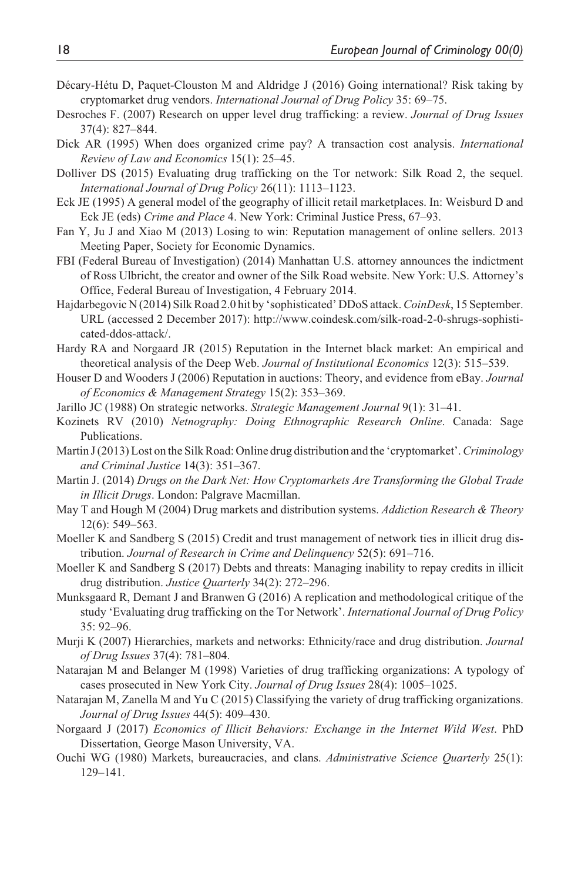Décary-Hétu D, Paquet-Clouston M and Aldridge J (2016) Going international? Risk taking by cryptomarket drug vendors. *International Journal of Drug Policy* 35: 69–75.

Desroches F. (2007) Research on upper level drug trafficking: a review. *Journal of Drug Issues* 37(4): 827–844.

Dick AR (1995) When does organized crime pay? A transaction cost analysis. *International Review of Law and Economics* 15(1): 25–45.

Dolliver DS (2015) Evaluating drug trafficking on the Tor network: Silk Road 2, the sequel. *International Journal of Drug Policy* 26(11): 1113–1123.

Eck JE (1995) A general model of the geography of illicit retail marketplaces. In: Weisburd D and Eck JE (eds) *Crime and Place* 4. New York: Criminal Justice Press, 67–93.

Fan Y, Ju J and Xiao M (2013) Losing to win: Reputation management of online sellers. 2013 Meeting Paper, Society for Economic Dynamics.

FBI (Federal Bureau of Investigation) (2014) Manhattan U.S. attorney announces the indictment of Ross Ulbricht, the creator and owner of the Silk Road website. New York: U.S. Attorney's Office, Federal Bureau of Investigation, 4 February 2014.

Hajdarbegovic N (2014) Silk Road 2.0 hit by 'sophisticated' DDoS attack. *CoinDesk*, 15 September. URL (accessed 2 December 2017): http://www.coindesk.com/silk-road-2-0-shrugs-sophisticated-ddos-attack/.

Hardy RA and Norgaard JR (2015) Reputation in the Internet black market: An empirical and theoretical analysis of the Deep Web. *Journal of Institutional Economics* 12(3): 515–539.

Houser D and Wooders J (2006) Reputation in auctions: Theory, and evidence from eBay. *Journal of Economics & Management Strategy* 15(2): 353–369.

Jarillo JC (1988) On strategic networks. *Strategic Management Journal* 9(1): 31–41.

Kozinets RV (2010) *Netnography: Doing Ethnographic Research Online*. Canada: Sage Publications.

Martin J (2013) Lost on the Silk Road: Online drug distribution and the 'cryptomarket'. *Criminology and Criminal Justice* 14(3): 351–367.

Martin J. (2014) *Drugs on the Dark Net: How Cryptomarkets Are Transforming the Global Trade in Illicit Drugs*. London: Palgrave Macmillan.

May T and Hough M (2004) Drug markets and distribution systems. *Addiction Research & Theory* 12(6): 549–563.

Moeller K and Sandberg S (2015) Credit and trust management of network ties in illicit drug distribution. *Journal of Research in Crime and Delinquency* 52(5): 691–716.

Moeller K and Sandberg S (2017) Debts and threats: Managing inability to repay credits in illicit drug distribution. *Justice Quarterly* 34(2): 272–296.

Munksgaard R, Demant J and Branwen G (2016) A replication and methodological critique of the study 'Evaluating drug trafficking on the Tor Network'. *International Journal of Drug Policy* 35: 92–96.

Murji K (2007) Hierarchies, markets and networks: Ethnicity/race and drug distribution. *Journal of Drug Issues* 37(4): 781–804.

Natarajan M and Belanger M (1998) Varieties of drug trafficking organizations: A typology of cases prosecuted in New York City. *Journal of Drug Issues* 28(4): 1005–1025.

Natarajan M, Zanella M and Yu C (2015) Classifying the variety of drug trafficking organizations. *Journal of Drug Issues* 44(5): 409–430.

Norgaard J (2017) *Economics of Illicit Behaviors: Exchange in the Internet Wild West*. PhD Dissertation, George Mason University, VA.

Ouchi WG (1980) Markets, bureaucracies, and clans. *Administrative Science Quarterly* 25(1): 129–141.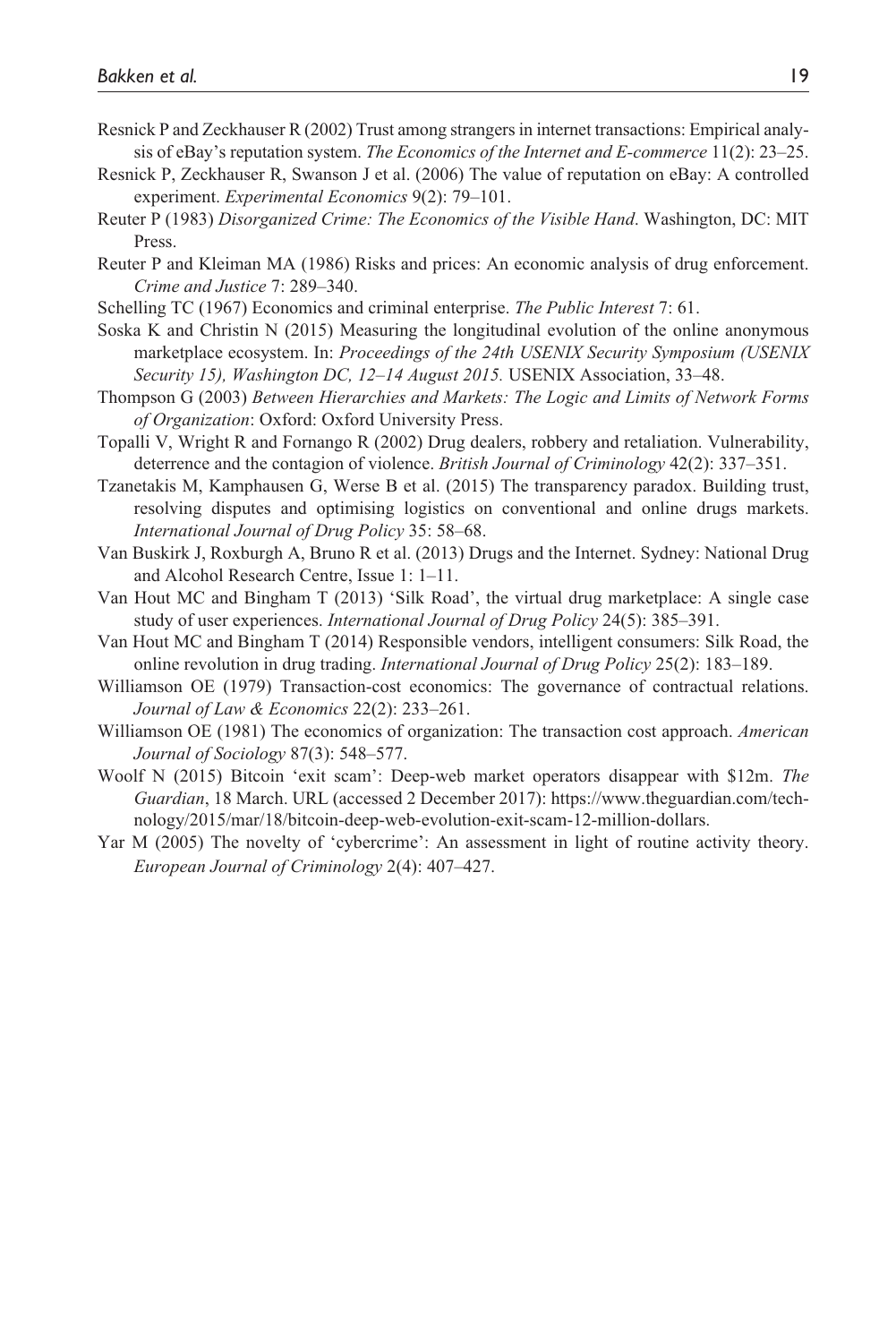Resnick P and Zeckhauser R (2002) Trust among strangers in internet transactions: Empirical analysis of eBay's reputation system. *The Economics of the Internet and E-commerce* 11(2): 23–25.

Resnick P, Zeckhauser R, Swanson J et al. (2006) The value of reputation on eBay: A controlled experiment. *Experimental Economics* 9(2): 79–101.

Reuter P (1983) *Disorganized Crime: The Economics of the Visible Hand*. Washington, DC: MIT Press.

Reuter P and Kleiman MA (1986) Risks and prices: An economic analysis of drug enforcement. *Crime and Justice* 7: 289–340.

Schelling TC (1967) Economics and criminal enterprise. *The Public Interest* 7: 61.

Soska K and Christin N (2015) Measuring the longitudinal evolution of the online anonymous marketplace ecosystem. In: *Proceedings of the 24th USENIX Security Symposium (USENIX Security 15), Washington DC, 12–14 August 2015.* USENIX Association, 33–48.

Thompson G (2003) *Between Hierarchies and Markets: The Logic and Limits of Network Forms of Organization*: Oxford: Oxford University Press.

Topalli V, Wright R and Fornango R (2002) Drug dealers, robbery and retaliation. Vulnerability, deterrence and the contagion of violence. *British Journal of Criminology* 42(2): 337–351.

Tzanetakis M, Kamphausen G, Werse B et al. (2015) The transparency paradox. Building trust, resolving disputes and optimising logistics on conventional and online drugs markets. *International Journal of Drug Policy* 35: 58–68.

Van Buskirk J, Roxburgh A, Bruno R et al. (2013) Drugs and the Internet. Sydney: National Drug and Alcohol Research Centre, Issue 1: 1–11.

Van Hout MC and Bingham T (2013) 'Silk Road', the virtual drug marketplace: A single case study of user experiences. *International Journal of Drug Policy* 24(5): 385–391.

Van Hout MC and Bingham T (2014) Responsible vendors, intelligent consumers: Silk Road, the online revolution in drug trading. *International Journal of Drug Policy* 25(2): 183–189.

Williamson OE (1979) Transaction-cost economics: The governance of contractual relations. *Journal of Law & Economics* 22(2): 233–261.

Williamson OE (1981) The economics of organization: The transaction cost approach. *American Journal of Sociology* 87(3): 548–577.

Woolf N (2015) Bitcoin 'exit scam': Deep-web market operators disappear with $12m. *The Guardian*, 18 March. URL (accessed 2 December 2017): https://www.theguardian.com/technology/2015/mar/18/bitcoin-deep-web-evolution-exit-scam-12-million-dollars.

Yar M (2005) The novelty of 'cybercrime': An assessment in light of routine activity theory. *European Journal of Criminology* 2(4): 407–427.